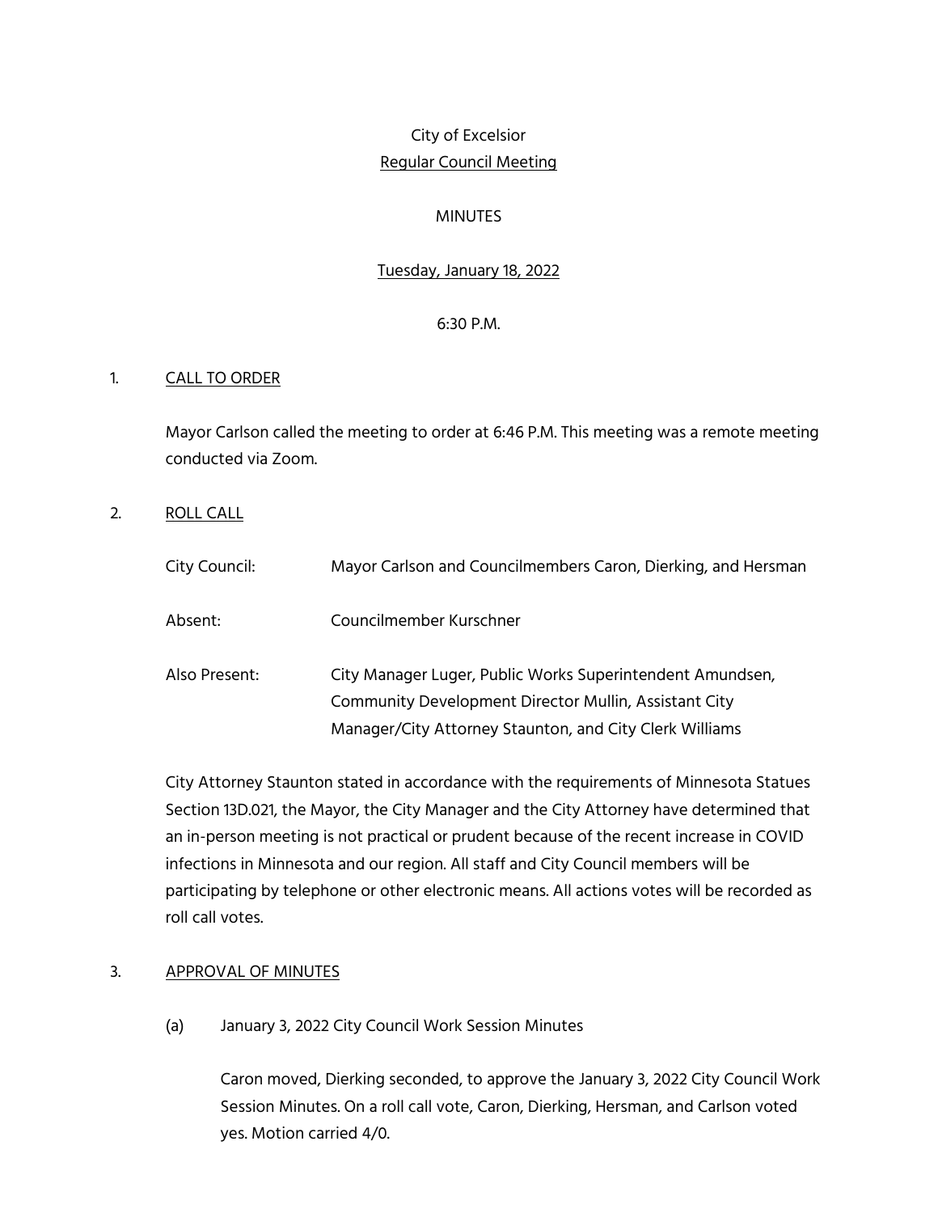City of Excelsior

Regular Council Meeting

MINUTES

Tuesday, January 18, 2022

6:30 P.M.

1. CALL TO ORDER

Mayor Carlson called the meeting to order at 6:46 P.M. This meeting was a remote meeting conducted via Zoom.

2. ROLL CALL

| | |
|---|---|
| City Council: | Mayor Carlson and Councilmembers Caron, Dierking, and Hersman |
| Absent: | Councilmember Kurschner |
| Also Present: | City Manager Luger, Public Works Superintendent Amundsen, Community Development Director Mullin, Assistant City Manager/City Attorney Staunton, and City Clerk Williams |

City Attorney Staunton stated in accordance with the requirements of Minnesota Statues Section 13D.021, the Mayor, the City Manager and the City Attorney have determined that an in-person meeting is not practical or prudent because of the recent increase in COVID infections in Minnesota and our region. All staff and City Council members will be participating by telephone or other electronic means. All actions votes will be recorded as roll call votes.

3. APPROVAL OF MINUTES

(a) January 3, 2022 City Council Work Session Minutes

Caron moved, Dierking seconded, to approve the January 3, 2022 City Council Work Session Minutes. On a roll call vote, Caron, Dierking, Hersman, and Carlson voted yes. Motion carried 4/0.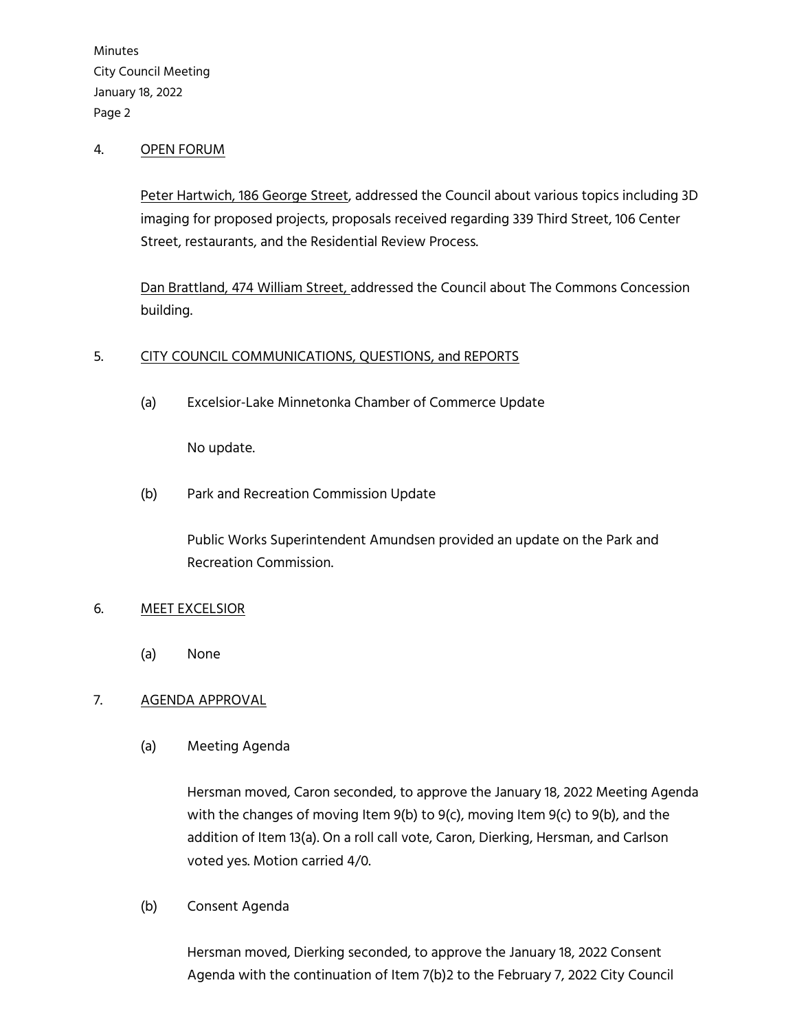4. OPEN FORUM

Peter Hartwich, 186 George Street, addressed the Council about various topics including 3D imaging for proposed projects, proposals received regarding 339 Third Street, 106 Center Street, restaurants, and the Residential Review Process.

Dan Brattland, 474 William Street, addressed the Council about The Commons Concession building.

5. CITY COUNCIL COMMUNICATIONS, QUESTIONS, and REPORTS

(a) Excelsior-Lake Minnetonka Chamber of Commerce Update

No update.

(b) Park and Recreation Commission Update

Public Works Superintendent Amundsen provided an update on the Park and Recreation Commission.

6. MEET EXCELSIOR

(a) None

7. AGENDA APPROVAL

(a) Meeting Agenda

Hersman moved, Caron seconded, to approve the January 18, 2022 Meeting Agenda with the changes of moving Item 9(b) to 9(c), moving Item 9(c) to 9(b), and the addition of Item 13(a). On a roll call vote, Caron, Dierking, Hersman, and Carlson voted yes. Motion carried 4/0.

(b) Consent Agenda

Hersman moved, Dierking seconded, to approve the January 18, 2022 Consent Agenda with the continuation of Item 7(b)2 to the February 7, 2022 City Council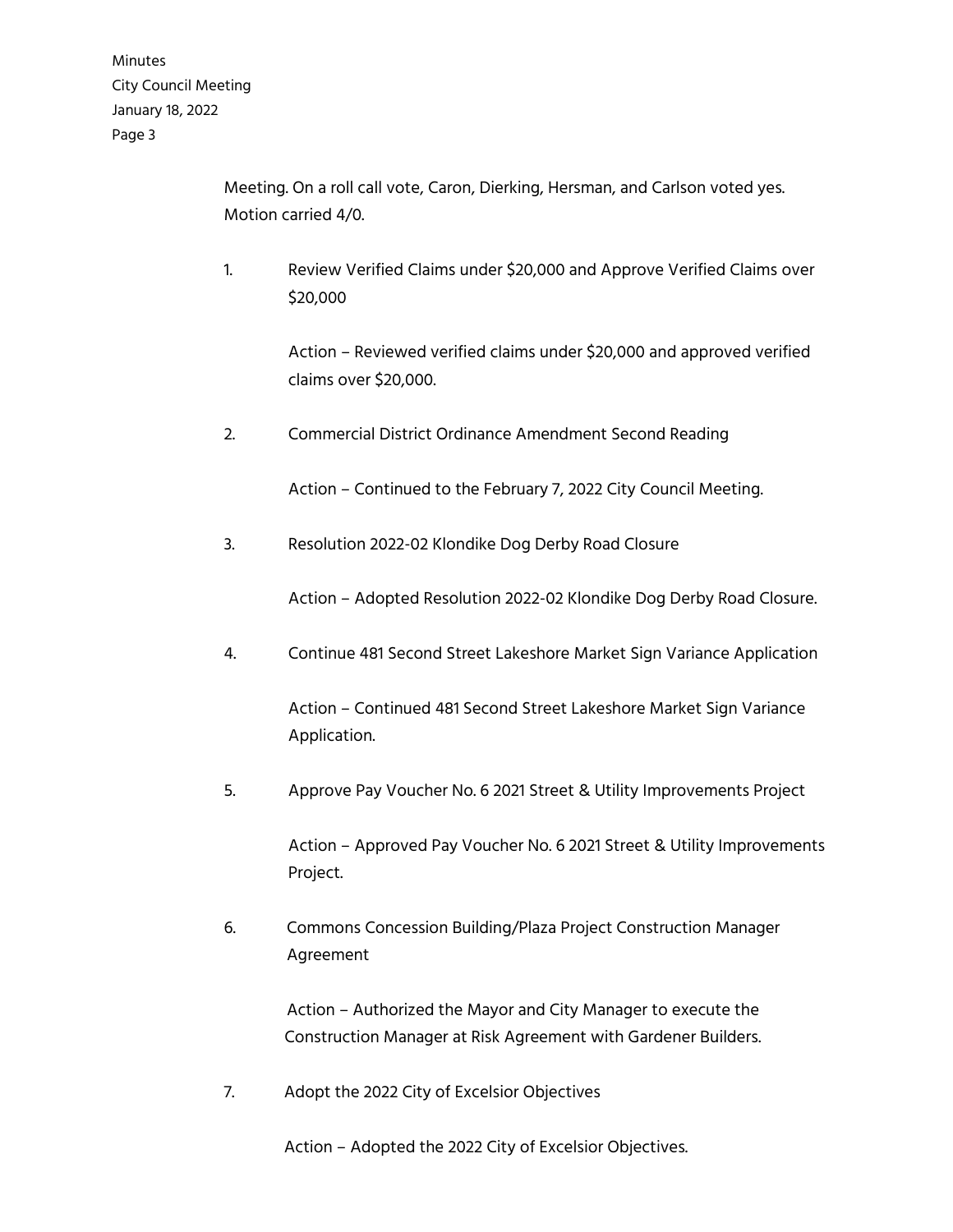Meeting. On a roll call vote, Caron, Dierking, Hersman, and Carlson voted yes. Motion carried 4/0.

1. Review Verified Claims under $20,000 and Approve Verified Claims over $20,000

   Action – Reviewed verified claims under $20,000 and approved verified claims over $20,000.

2. Commercial District Ordinance Amendment Second Reading

   Action – Continued to the February 7, 2022 City Council Meeting.

3. Resolution 2022-02 Klondike Dog Derby Road Closure

   Action – Adopted Resolution 2022-02 Klondike Dog Derby Road Closure.

4. Continue 481 Second Street Lakeshore Market Sign Variance Application

   Action – Continued 481 Second Street Lakeshore Market Sign Variance Application.

5. Approve Pay Voucher No. 6 2021 Street & Utility Improvements Project

   Action – Approved Pay Voucher No. 6 2021 Street & Utility Improvements Project.

6. Commons Concession Building/Plaza Project Construction Manager Agreement

   Action – Authorized the Mayor and City Manager to execute the Construction Manager at Risk Agreement with Gardener Builders.

7. Adopt the 2022 City of Excelsior Objectives

   Action – Adopted the 2022 City of Excelsior Objectives.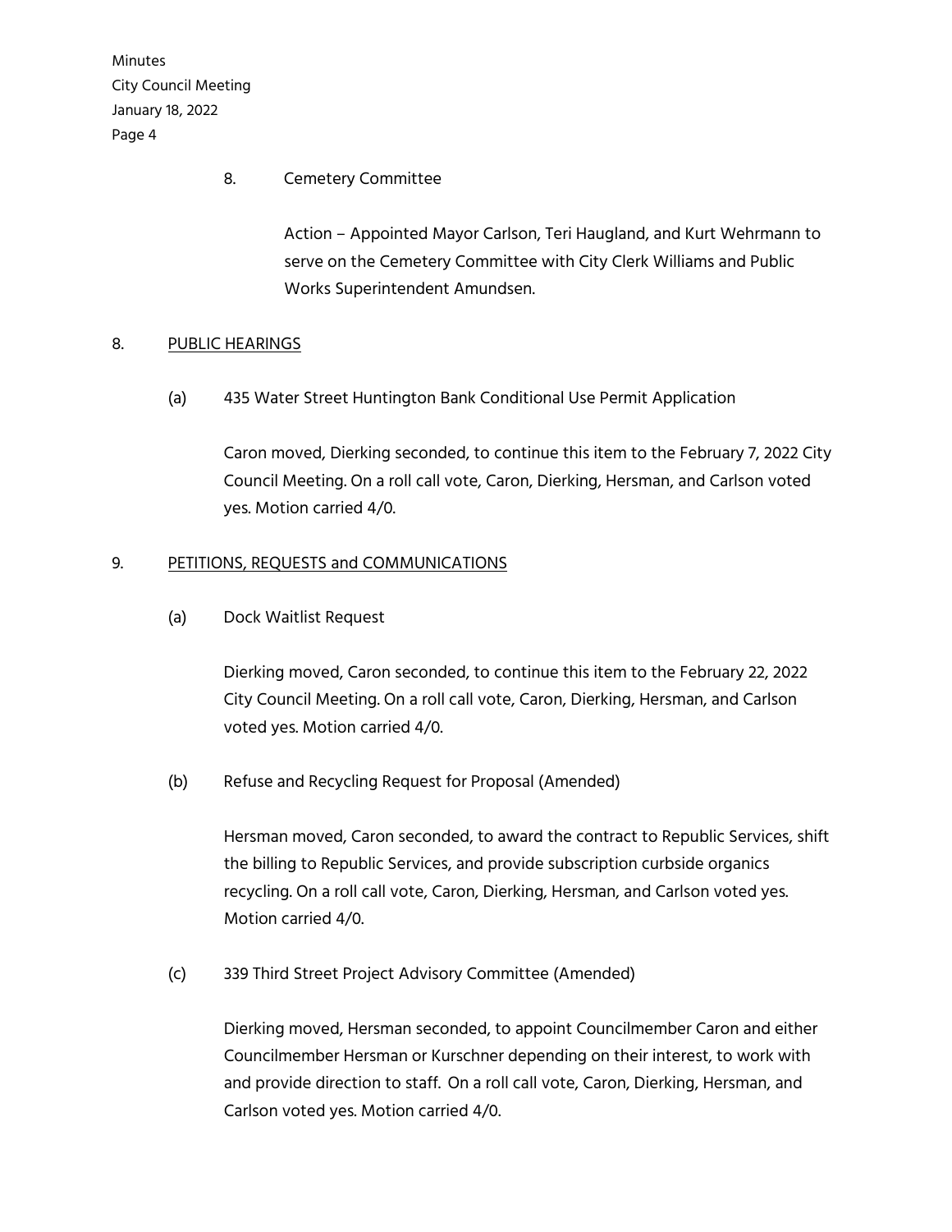8. Cemetery Committee

   Action – Appointed Mayor Carlson, Teri Haugland, and Kurt Wehrmann to serve on the Cemetery Committee with City Clerk Williams and Public Works Superintendent Amundsen.

## 8. PUBLIC HEARINGS

(a) 435 Water Street Huntington Bank Conditional Use Permit Application

Caron moved, Dierking seconded, to continue this item to the February 7, 2022 City Council Meeting. On a roll call vote, Caron, Dierking, Hersman, and Carlson voted yes. Motion carried 4/0.

## 9. PETITIONS, REQUESTS and COMMUNICATIONS

(a) Dock Waitlist Request

Dierking moved, Caron seconded, to continue this item to the February 22, 2022 City Council Meeting. On a roll call vote, Caron, Dierking, Hersman, and Carlson voted yes. Motion carried 4/0.

(b) Refuse and Recycling Request for Proposal (Amended)

Hersman moved, Caron seconded, to award the contract to Republic Services, shift the billing to Republic Services, and provide subscription curbside organics recycling. On a roll call vote, Caron, Dierking, Hersman, and Carlson voted yes. Motion carried 4/0.

(c) 339 Third Street Project Advisory Committee (Amended)

Dierking moved, Hersman seconded, to appoint Councilmember Caron and either Councilmember Hersman or Kurschner depending on their interest, to work with and provide direction to staff. On a roll call vote, Caron, Dierking, Hersman, and Carlson voted yes. Motion carried 4/0.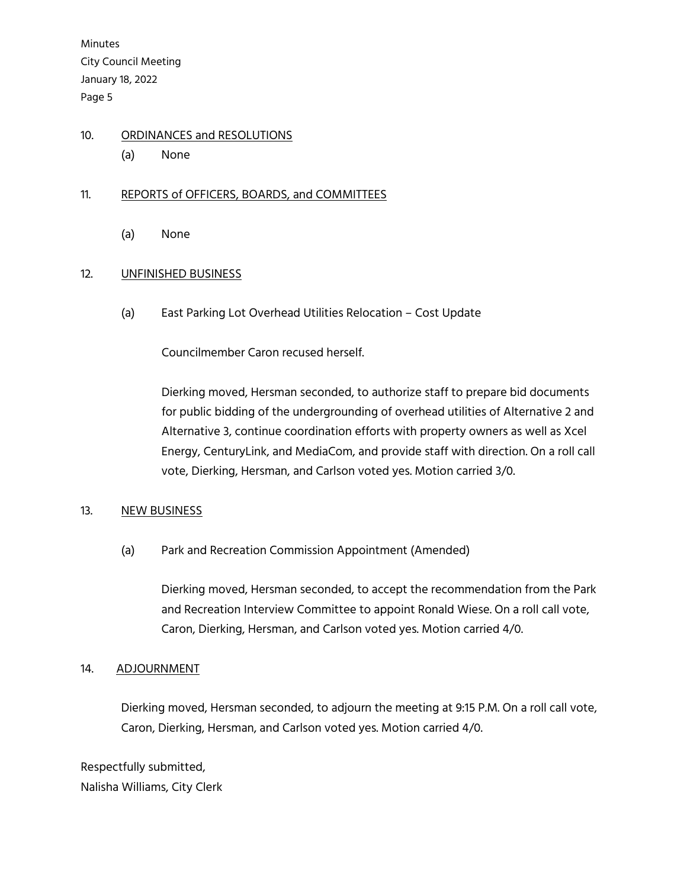10. ORDINANCES and RESOLUTIONS

(a) None

11. REPORTS of OFFICERS, BOARDS, and COMMITTEES

(a) None

12. UNFINISHED BUSINESS

(a) East Parking Lot Overhead Utilities Relocation – Cost Update

Councilmember Caron recused herself.

Dierking moved, Hersman seconded, to authorize staff to prepare bid documents for public bidding of the undergrounding of overhead utilities of Alternative 2 and Alternative 3, continue coordination efforts with property owners as well as Xcel Energy, CenturyLink, and MediaCom, and provide staff with direction. On a roll call vote, Dierking, Hersman, and Carlson voted yes. Motion carried 3/0.

13. NEW BUSINESS

(a) Park and Recreation Commission Appointment (Amended)

Dierking moved, Hersman seconded, to accept the recommendation from the Park and Recreation Interview Committee to appoint Ronald Wiese. On a roll call vote, Caron, Dierking, Hersman, and Carlson voted yes. Motion carried 4/0.

14. ADJOURNMENT

Dierking moved, Hersman seconded, to adjourn the meeting at 9:15 P.M. On a roll call vote, Caron, Dierking, Hersman, and Carlson voted yes. Motion carried 4/0.

Respectfully submitted,
Nalisha Williams, City Clerk